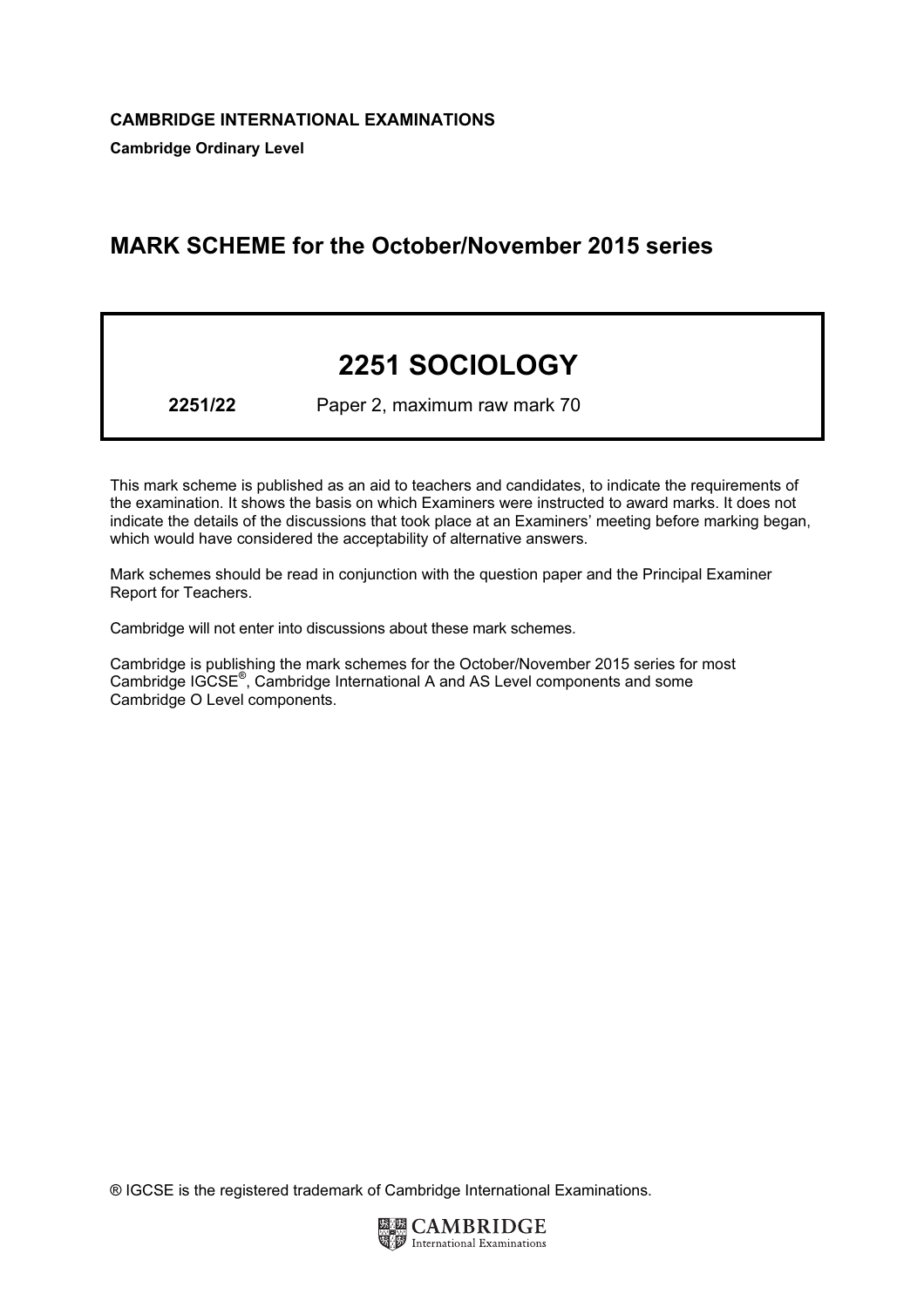**CAMBRIDGE INTERNATIONAL EXAMINATIONS**

**Cambridge Ordinary Level**

# MARK SCHEME for the October/November 2015 series

# 2251 SOCIOLOGY

**2251/22** Paper 2, maximum raw mark 70

This mark scheme is published as an aid to teachers and candidates, to indicate the requirements of the examination. It shows the basis on which Examiners were instructed to award marks. It does not indicate the details of the discussions that took place at an Examiners' meeting before marking began, which would have considered the acceptability of alternative answers.

Mark schemes should be read in conjunction with the question paper and the Principal Examiner Report for Teachers.

Cambridge will not enter into discussions about these mark schemes.

Cambridge is publishing the mark schemes for the October/November 2015 series for most Cambridge IGCSE®, Cambridge International A and AS Level components and some Cambridge O Level components.

® IGCSE is the registered trademark of Cambridge International Examinations.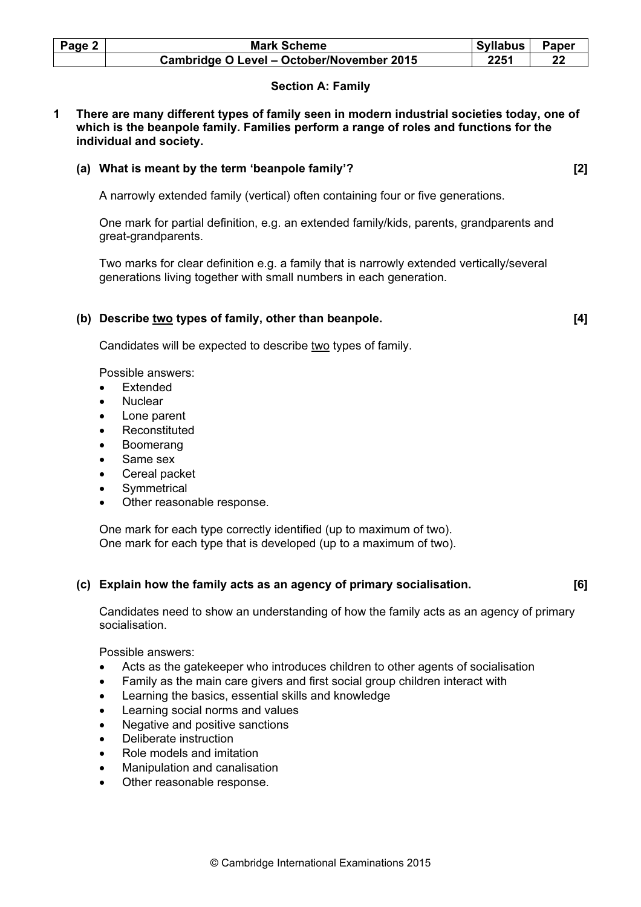## Section A: Family

**1 There are many different types of family seen in modern industrial societies today, one of which is the beanpole family. Families perform a range of roles and functions for the individual and society.**

**(a) What is meant by the term 'beanpole family'? [2]**

A narrowly extended family (vertical) often containing four or five generations.

One mark for partial definition, e.g. an extended family/kids, parents, grandparents and great-grandparents.

Two marks for clear definition e.g. a family that is narrowly extended vertically/several generations living together with small numbers in each generation.

**(b) Describe two types of family, other than beanpole. [4]**

Candidates will be expected to describe two types of family.

Possible answers:

- Extended
- Nuclear
- Lone parent
- Reconstituted
- Boomerang
- Same sex
- Cereal packet
- Symmetrical
- Other reasonable response.

One mark for each type correctly identified (up to maximum of two).
One mark for each type that is developed (up to a maximum of two).

**(c) Explain how the family acts as an agency of primary socialisation. [6]**

Candidates need to show an understanding of how the family acts as an agency of primary socialisation.

Possible answers:

- Acts as the gatekeeper who introduces children to other agents of socialisation
- Family as the main care givers and first social group children interact with
- Learning the basics, essential skills and knowledge
- Learning social norms and values
- Negative and positive sanctions
- Deliberate instruction
- Role models and imitation
- Manipulation and canalisation
- Other reasonable response.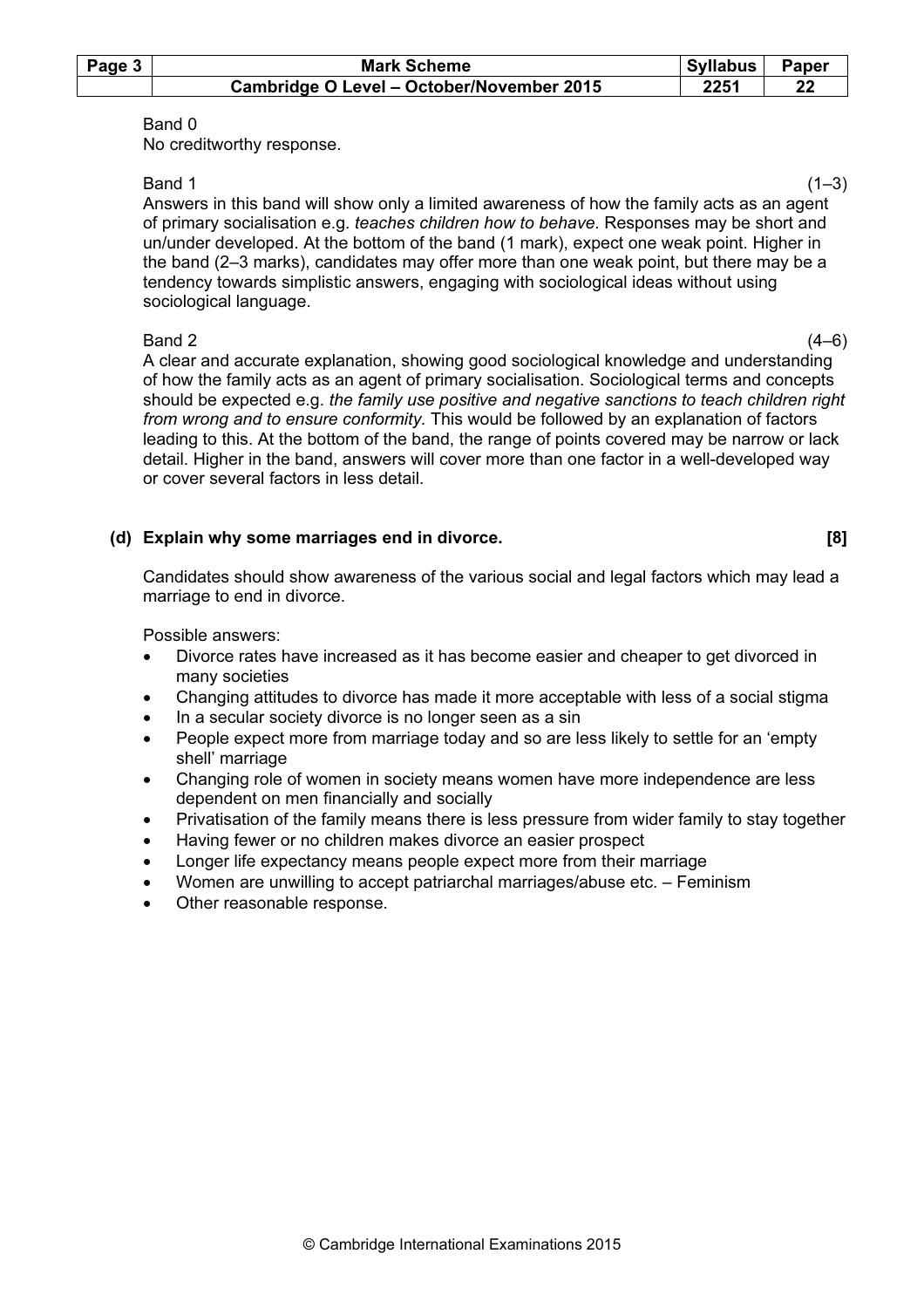Band 0
No creditworthy response.

Band 1 (1–3)
Answers in this band will show only a limited awareness of how the family acts as an agent of primary socialisation e.g. *teaches children how to behave*. Responses may be short and un/under developed. At the bottom of the band (1 mark), expect one weak point. Higher in the band (2–3 marks), candidates may offer more than one weak point, but there may be a tendency towards simplistic answers, engaging with sociological ideas without using sociological language.

Band 2 (4–6)
A clear and accurate explanation, showing good sociological knowledge and understanding of how the family acts as an agent of primary socialisation. Sociological terms and concepts should be expected e.g. *the family use positive and negative sanctions to teach children right from wrong and to ensure conformity.* This would be followed by an explanation of factors leading to this. At the bottom of the band, the range of points covered may be narrow or lack detail. Higher in the band, answers will cover more than one factor in a well-developed way or cover several factors in less detail.

**(d) Explain why some marriages end in divorce. [8]**

Candidates should show awareness of the various social and legal factors which may lead a marriage to end in divorce.

Possible answers:

- Divorce rates have increased as it has become easier and cheaper to get divorced in many societies
- Changing attitudes to divorce has made it more acceptable with less of a social stigma
- In a secular society divorce is no longer seen as a sin
- People expect more from marriage today and so are less likely to settle for an 'empty shell' marriage
- Changing role of women in society means women have more independence are less dependent on men financially and socially
- Privatisation of the family means there is less pressure from wider family to stay together
- Having fewer or no children makes divorce an easier prospect
- Longer life expectancy means people expect more from their marriage
- Women are unwilling to accept patriarchal marriages/abuse etc. – Feminism
- Other reasonable response.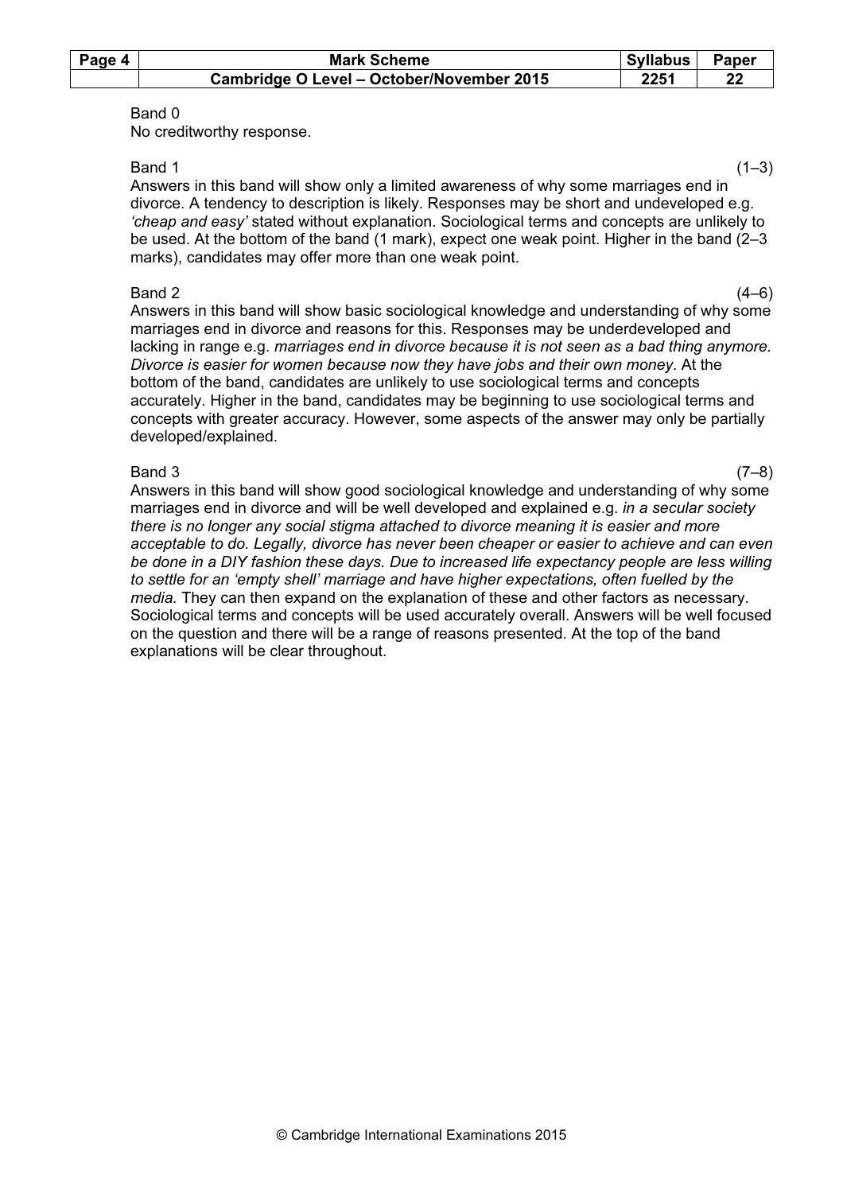Band 0
No creditworthy response.

Band 1 (1–3)
Answers in this band will show only a limited awareness of why some marriages end in divorce. A tendency to description is likely. Responses may be short and undeveloped e.g. *'cheap and easy'* stated without explanation. Sociological terms and concepts are unlikely to be used. At the bottom of the band (1 mark), expect one weak point. Higher in the band (2–3 marks), candidates may offer more than one weak point.

Band 2 (4–6)
Answers in this band will show basic sociological knowledge and understanding of why some marriages end in divorce and reasons for this. Responses may be underdeveloped and lacking in range e.g. *marriages end in divorce because it is not seen as a bad thing anymore. Divorce is easier for women because now they have jobs and their own money.* At the bottom of the band, candidates are unlikely to use sociological terms and concepts accurately. Higher in the band, candidates may be beginning to use sociological terms and concepts with greater accuracy. However, some aspects of the answer may only be partially developed/explained.

Band 3 (7–8)
Answers in this band will show good sociological knowledge and understanding of why some marriages end in divorce and will be well developed and explained e.g. *in a secular society there is no longer any social stigma attached to divorce meaning it is easier and more acceptable to do. Legally, divorce has never been cheaper or easier to achieve and can even be done in a DIY fashion these days. Due to increased life expectancy people are less willing to settle for an 'empty shell' marriage and have higher expectations, often fuelled by the media.* They can then expand on the explanation of these and other factors as necessary. Sociological terms and concepts will be used accurately overall. Answers will be well focused on the question and there will be a range of reasons presented. At the top of the band explanations will be clear throughout.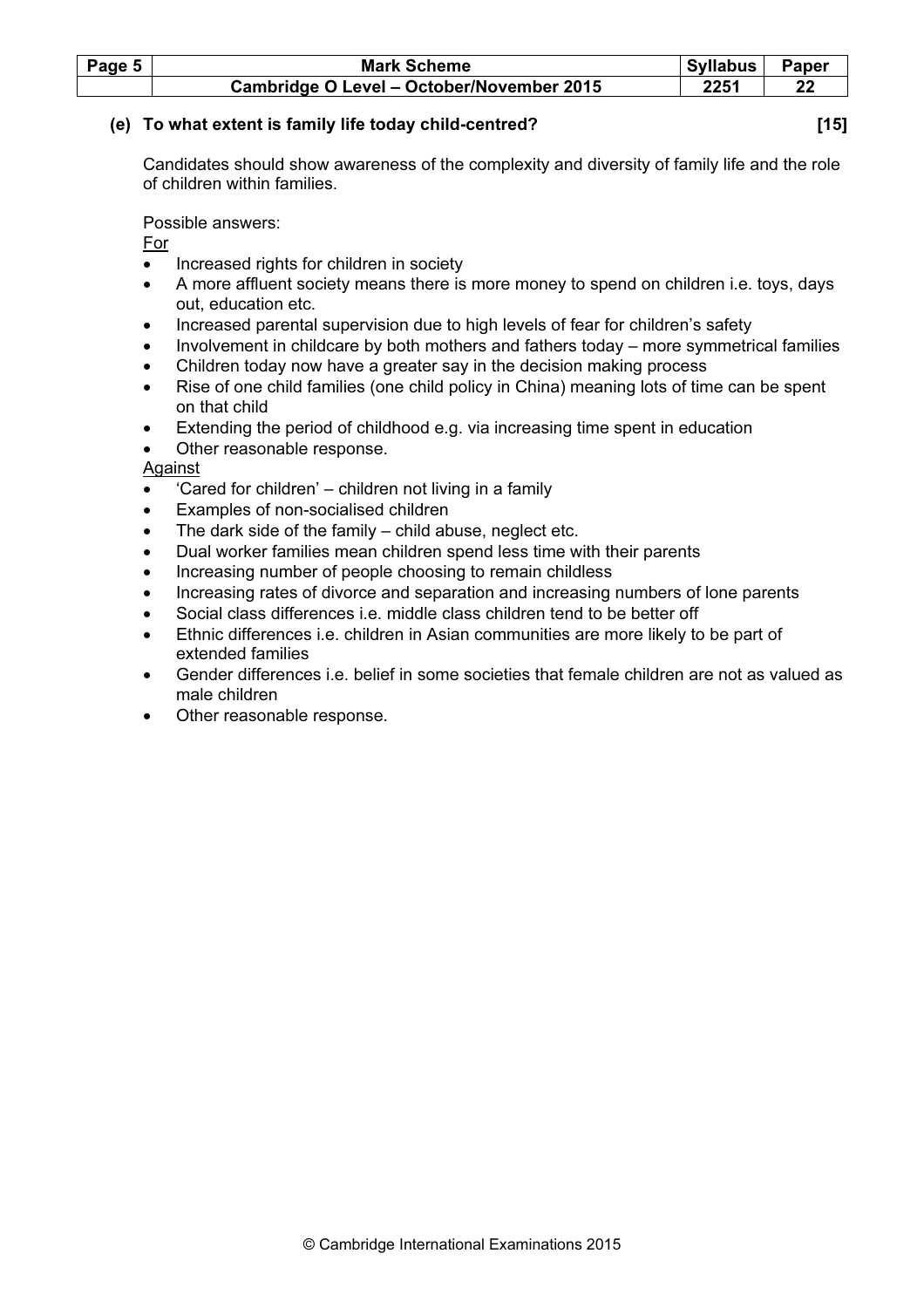**(e) To what extent is family life today child-centred? [15]**

Candidates should show awareness of the complexity and diversity of family life and the role of children within families.

Possible answers:

<u>For</u>

- Increased rights for children in society
- A more affluent society means there is more money to spend on children i.e. toys, days out, education etc.
- Increased parental supervision due to high levels of fear for children's safety
- Involvement in childcare by both mothers and fathers today – more symmetrical families
- Children today now have a greater say in the decision making process
- Rise of one child families (one child policy in China) meaning lots of time can be spent on that child
- Extending the period of childhood e.g. via increasing time spent in education
- Other reasonable response.

<u>Against</u>

- 'Cared for children' – children not living in a family
- Examples of non-socialised children
- The dark side of the family – child abuse, neglect etc.
- Dual worker families mean children spend less time with their parents
- Increasing number of people choosing to remain childless
- Increasing rates of divorce and separation and increasing numbers of lone parents
- Social class differences i.e. middle class children tend to be better off
- Ethnic differences i.e. children in Asian communities are more likely to be part of extended families
- Gender differences i.e. belief in some societies that female children are not as valued as male children
- Other reasonable response.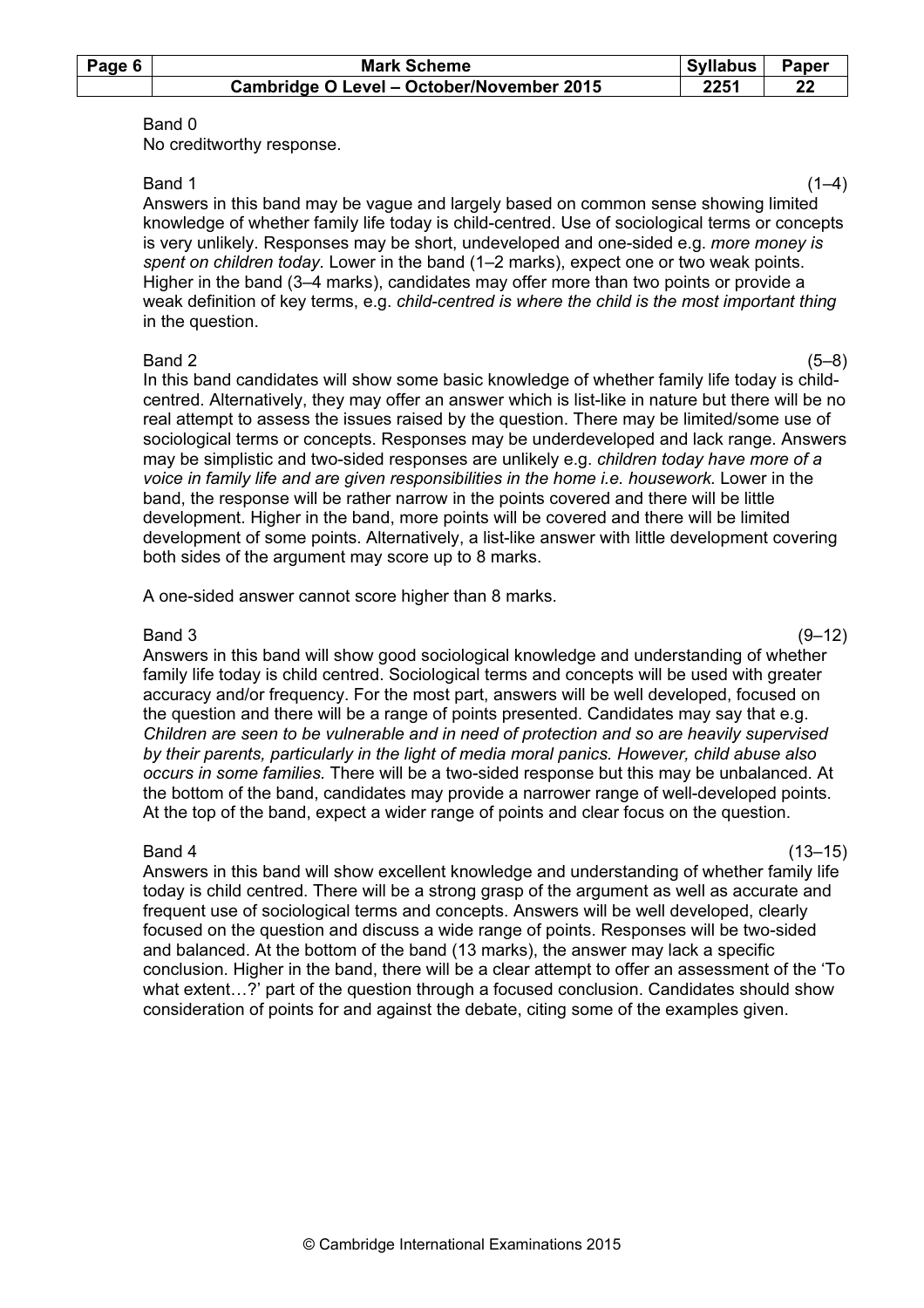Band 0
No creditworthy response.

Band 1 (1–4)
Answers in this band may be vague and largely based on common sense showing limited knowledge of whether family life today is child-centred. Use of sociological terms or concepts is very unlikely. Responses may be short, undeveloped and one-sided e.g. *more money is spent on children today*. Lower in the band (1–2 marks), expect one or two weak points. Higher in the band (3–4 marks), candidates may offer more than two points or provide a weak definition of key terms, e.g. *child-centred is where the child is the most important thing* in the question.

Band 2 (5–8)
In this band candidates will show some basic knowledge of whether family life today is child-centred. Alternatively, they may offer an answer which is list-like in nature but there will be no real attempt to assess the issues raised by the question. There may be limited/some use of sociological terms or concepts. Responses may be underdeveloped and lack range. Answers may be simplistic and two-sided responses are unlikely e.g. *children today have more of a voice in family life and are given responsibilities in the home i.e. housework*. Lower in the band, the response will be rather narrow in the points covered and there will be little development. Higher in the band, more points will be covered and there will be limited development of some points. Alternatively, a list-like answer with little development covering both sides of the argument may score up to 8 marks.

A one-sided answer cannot score higher than 8 marks.

Band 3 (9–12)
Answers in this band will show good sociological knowledge and understanding of whether family life today is child centred. Sociological terms and concepts will be used with greater accuracy and/or frequency. For the most part, answers will be well developed, focused on the question and there will be a range of points presented. Candidates may say that e.g. *Children are seen to be vulnerable and in need of protection and so are heavily supervised by their parents, particularly in the light of media moral panics. However, child abuse also occurs in some families.* There will be a two-sided response but this may be unbalanced. At the bottom of the band, candidates may provide a narrower range of well-developed points. At the top of the band, expect a wider range of points and clear focus on the question.

Band 4 (13–15)
Answers in this band will show excellent knowledge and understanding of whether family life today is child centred. There will be a strong grasp of the argument as well as accurate and frequent use of sociological terms and concepts. Answers will be well developed, clearly focused on the question and discuss a wide range of points. Responses will be two-sided and balanced. At the bottom of the band (13 marks), the answer may lack a specific conclusion. Higher in the band, there will be a clear attempt to offer an assessment of the 'To what extent…?' part of the question through a focused conclusion. Candidates should show consideration of points for and against the debate, citing some of the examples given.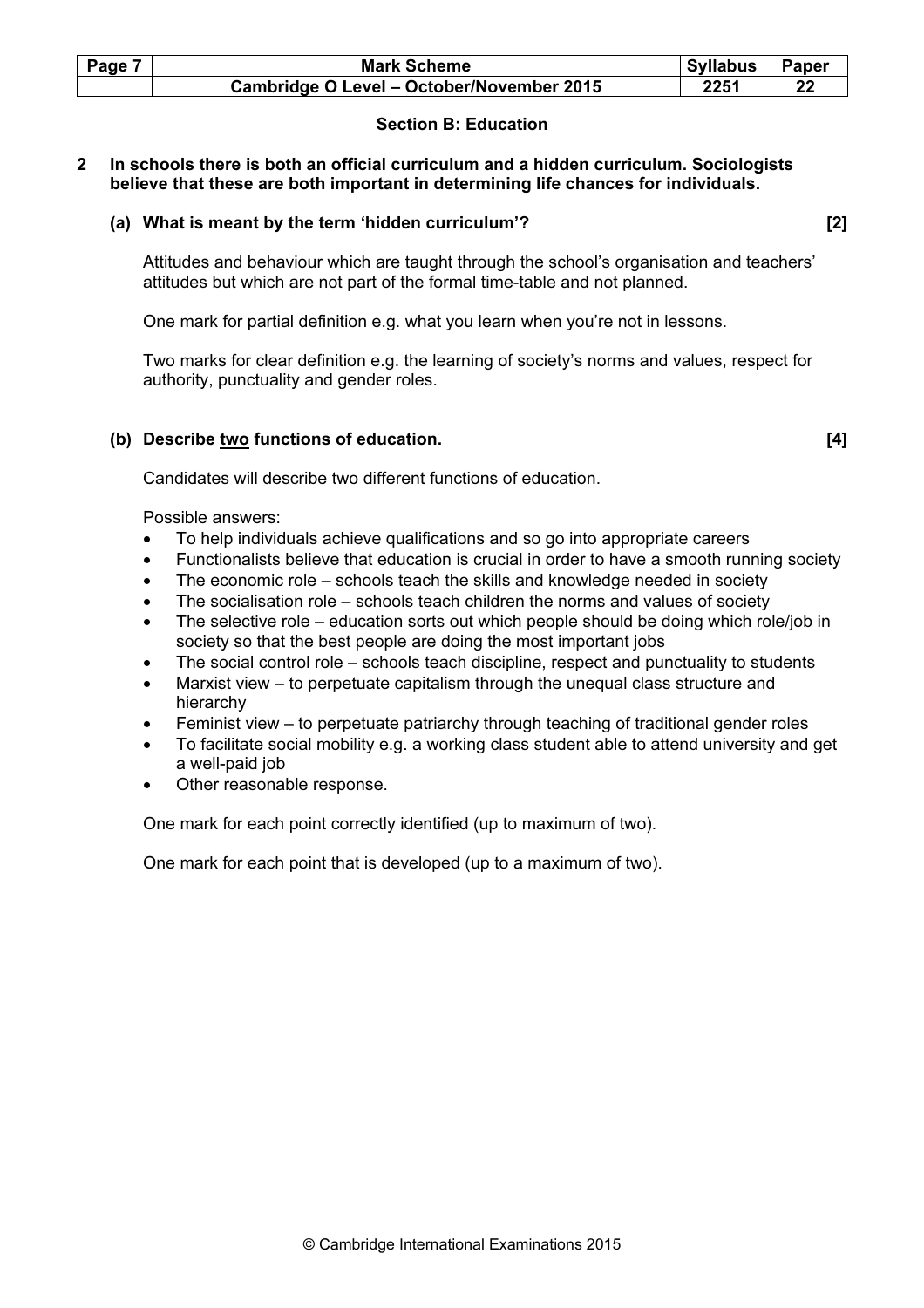### Section B: Education

**2 In schools there is both an official curriculum and a hidden curriculum. Sociologists believe that these are both important in determining life chances for individuals.**

**(a) What is meant by the term 'hidden curriculum'? [2]**

Attitudes and behaviour which are taught through the school's organisation and teachers' attitudes but which are not part of the formal time-table and not planned.

One mark for partial definition e.g. what you learn when you're not in lessons.

Two marks for clear definition e.g. the learning of society's norms and values, respect for authority, punctuality and gender roles.

**(b) Describe <u>two</u> functions of education. [4]**

Candidates will describe two different functions of education.

Possible answers:

- To help individuals achieve qualifications and so go into appropriate careers
- Functionalists believe that education is crucial in order to have a smooth running society
- The economic role – schools teach the skills and knowledge needed in society
- The socialisation role – schools teach children the norms and values of society
- The selective role – education sorts out which people should be doing which role/job in society so that the best people are doing the most important jobs
- The social control role – schools teach discipline, respect and punctuality to students
- Marxist view – to perpetuate capitalism through the unequal class structure and hierarchy
- Feminist view – to perpetuate patriarchy through teaching of traditional gender roles
- To facilitate social mobility e.g. a working class student able to attend university and get a well-paid job
- Other reasonable response.

One mark for each point correctly identified (up to maximum of two).

One mark for each point that is developed (up to a maximum of two).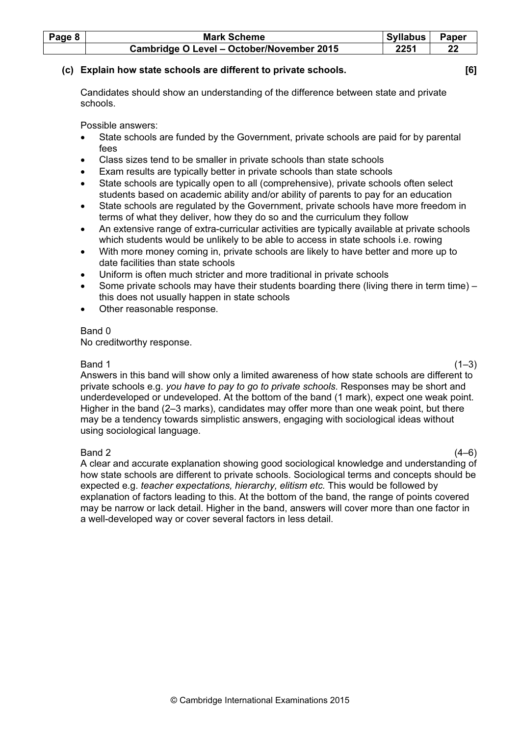**(c) Explain how state schools are different to private schools. [6]**

Candidates should show an understanding of the difference between state and private schools.

Possible answers:

- State schools are funded by the Government, private schools are paid for by parental fees
- Class sizes tend to be smaller in private schools than state schools
- Exam results are typically better in private schools than state schools
- State schools are typically open to all (comprehensive), private schools often select students based on academic ability and/or ability of parents to pay for an education
- State schools are regulated by the Government, private schools have more freedom in terms of what they deliver, how they do so and the curriculum they follow
- An extensive range of extra-curricular activities are typically available at private schools which students would be unlikely to be able to access in state schools i.e. rowing
- With more money coming in, private schools are likely to have better and more up to date facilities than state schools
- Uniform is often much stricter and more traditional in private schools
- Some private schools may have their students boarding there (living there in term time) – this does not usually happen in state schools
- Other reasonable response.

Band 0
No creditworthy response.

Band 1 (1–3)
Answers in this band will show only a limited awareness of how state schools are different to private schools e.g. *you have to pay to go to private schools*. Responses may be short and underdeveloped or undeveloped. At the bottom of the band (1 mark), expect one weak point. Higher in the band (2–3 marks), candidates may offer more than one weak point, but there may be a tendency towards simplistic answers, engaging with sociological ideas without using sociological language.

Band 2 (4–6)
A clear and accurate explanation showing good sociological knowledge and understanding of how state schools are different to private schools. Sociological terms and concepts should be expected e.g. *teacher expectations, hierarchy, elitism etc.* This would be followed by explanation of factors leading to this. At the bottom of the band, the range of points covered may be narrow or lack detail. Higher in the band, answers will cover more than one factor in a well-developed way or cover several factors in less detail.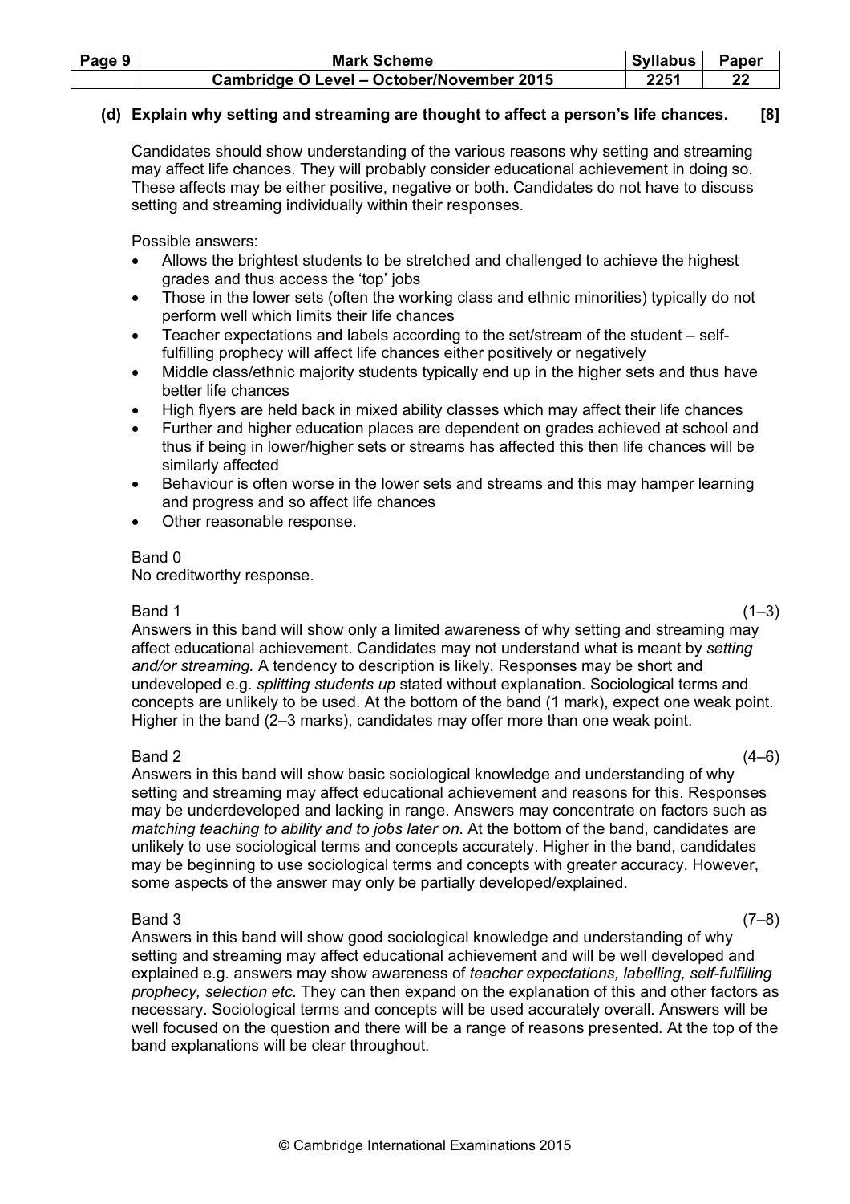**(d) Explain why setting and streaming are thought to affect a person's life chances. [8]**

Candidates should show understanding of the various reasons why setting and streaming may affect life chances. They will probably consider educational achievement in doing so. These affects may be either positive, negative or both. Candidates do not have to discuss setting and streaming individually within their responses.

Possible answers:

- Allows the brightest students to be stretched and challenged to achieve the highest grades and thus access the 'top' jobs
- Those in the lower sets (often the working class and ethnic minorities) typically do not perform well which limits their life chances
- Teacher expectations and labels according to the set/stream of the student – self-fulfilling prophecy will affect life chances either positively or negatively
- Middle class/ethnic majority students typically end up in the higher sets and thus have better life chances
- High flyers are held back in mixed ability classes which may affect their life chances
- Further and higher education places are dependent on grades achieved at school and thus if being in lower/higher sets or streams has affected this then life chances will be similarly affected
- Behaviour is often worse in the lower sets and streams and this may hamper learning and progress and so affect life chances
- Other reasonable response.

Band 0
No creditworthy response.

Band 1 (1–3)
Answers in this band will show only a limited awareness of why setting and streaming may affect educational achievement. Candidates may not understand what is meant by *setting and/or streaming.* A tendency to description is likely. Responses may be short and undeveloped e.g. *splitting students up* stated without explanation. Sociological terms and concepts are unlikely to be used. At the bottom of the band (1 mark), expect one weak point. Higher in the band (2–3 marks), candidates may offer more than one weak point.

Band 2 (4–6)
Answers in this band will show basic sociological knowledge and understanding of why setting and streaming may affect educational achievement and reasons for this. Responses may be underdeveloped and lacking in range. Answers may concentrate on factors such as *matching teaching to ability and to jobs later on.* At the bottom of the band, candidates are unlikely to use sociological terms and concepts accurately. Higher in the band, candidates may be beginning to use sociological terms and concepts with greater accuracy. However, some aspects of the answer may only be partially developed/explained.

Band 3 (7–8)
Answers in this band will show good sociological knowledge and understanding of why setting and streaming may affect educational achievement and will be well developed and explained e.g. answers may show awareness of *teacher expectations, labelling, self-fulfilling prophecy, selection etc.* They can then expand on the explanation of this and other factors as necessary. Sociological terms and concepts will be used accurately overall. Answers will be well focused on the question and there will be a range of reasons presented. At the top of the band explanations will be clear throughout.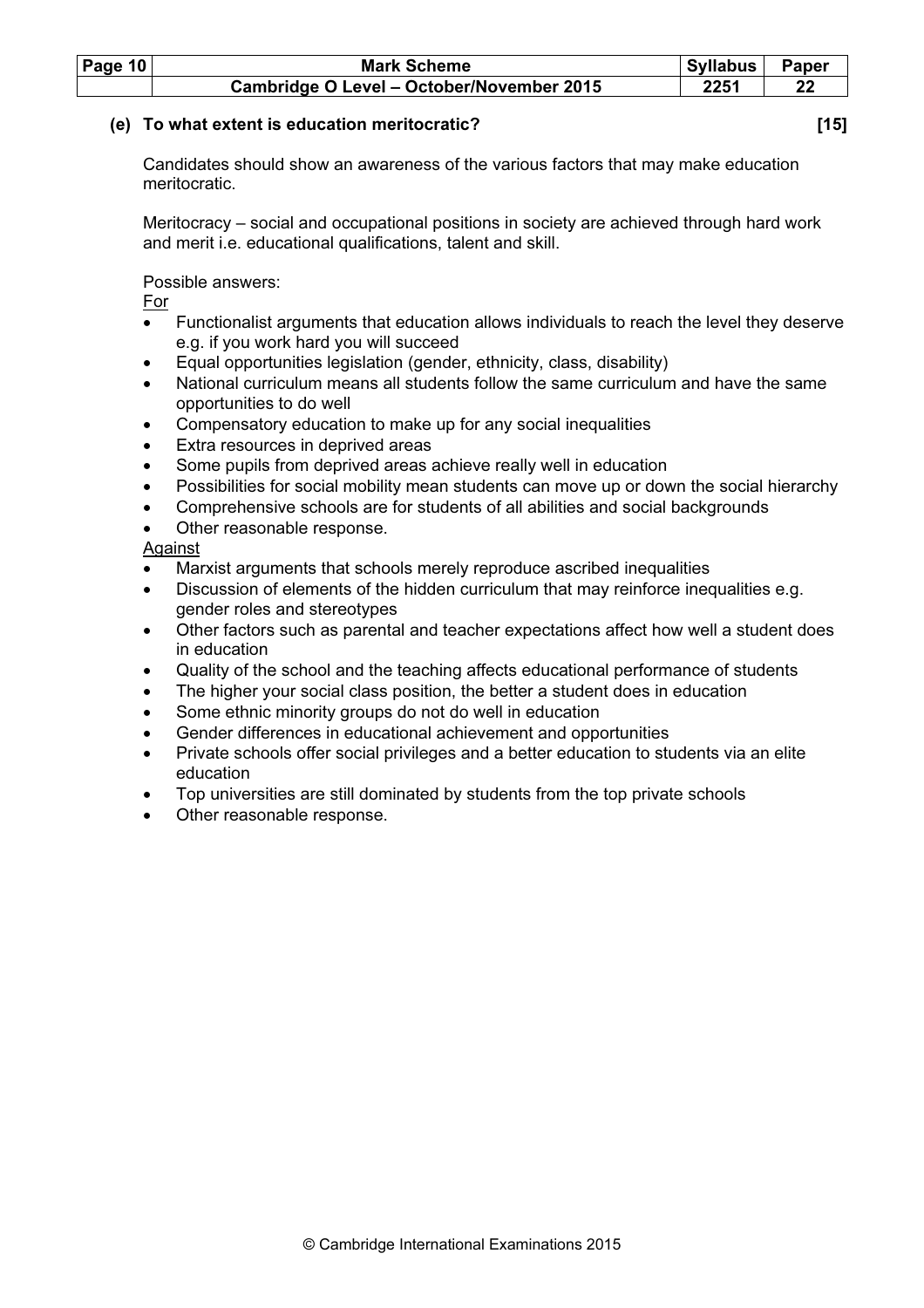**(e) To what extent is education meritocratic? [15]**

Candidates should show an awareness of the various factors that may make education meritocratic.

Meritocracy – social and occupational positions in society are achieved through hard work and merit i.e. educational qualifications, talent and skill.

Possible answers:

<u>For</u>

- Functionalist arguments that education allows individuals to reach the level they deserve e.g. if you work hard you will succeed
- Equal opportunities legislation (gender, ethnicity, class, disability)
- National curriculum means all students follow the same curriculum and have the same opportunities to do well
- Compensatory education to make up for any social inequalities
- Extra resources in deprived areas
- Some pupils from deprived areas achieve really well in education
- Possibilities for social mobility mean students can move up or down the social hierarchy
- Comprehensive schools are for students of all abilities and social backgrounds
- Other reasonable response.

<u>Against</u>

- Marxist arguments that schools merely reproduce ascribed inequalities
- Discussion of elements of the hidden curriculum that may reinforce inequalities e.g. gender roles and stereotypes
- Other factors such as parental and teacher expectations affect how well a student does in education
- Quality of the school and the teaching affects educational performance of students
- The higher your social class position, the better a student does in education
- Some ethnic minority groups do not do well in education
- Gender differences in educational achievement and opportunities
- Private schools offer social privileges and a better education to students via an elite education
- Top universities are still dominated by students from the top private schools
- Other reasonable response.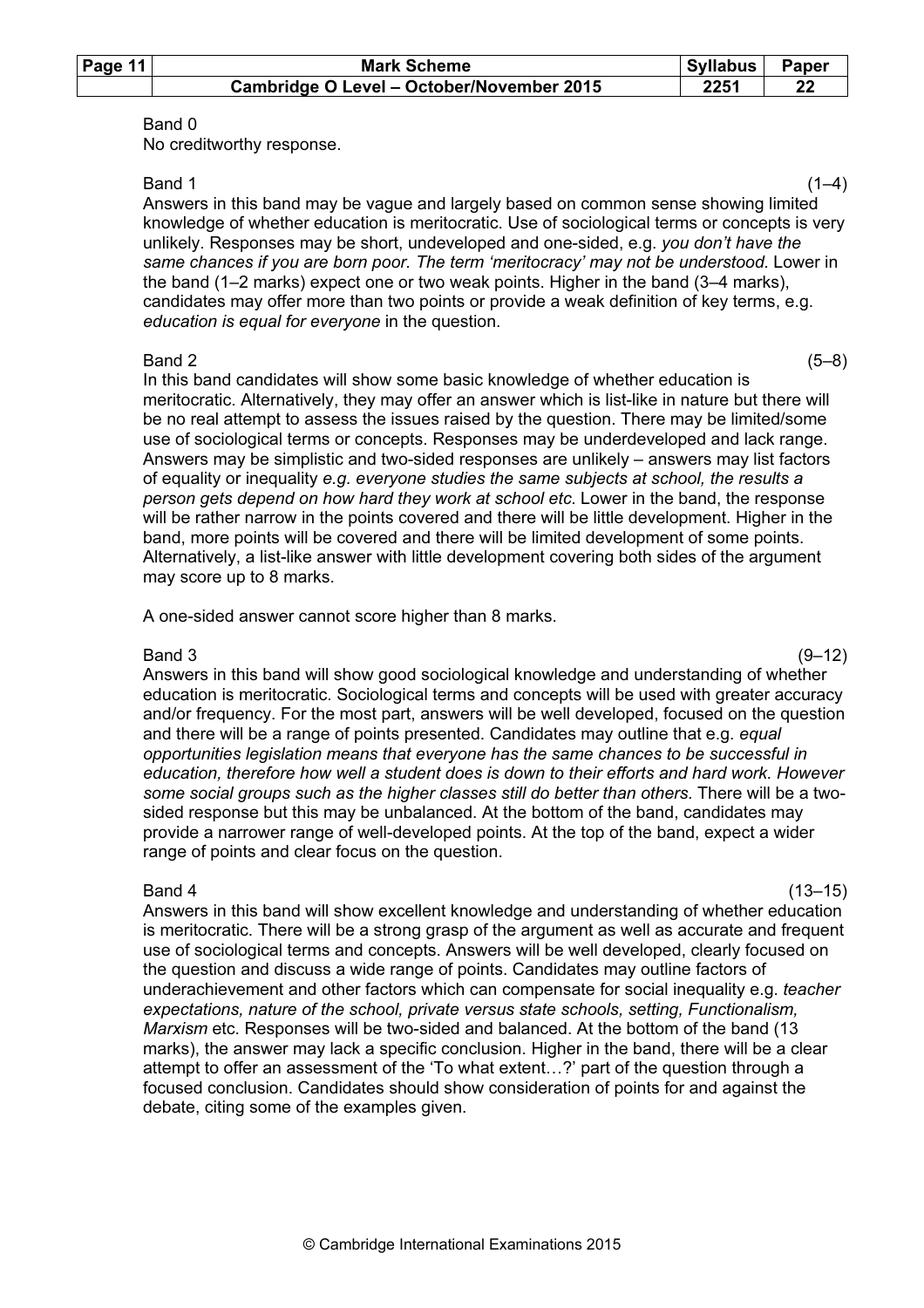Band 0
No creditworthy response.

Band 1 (1–4)
Answers in this band may be vague and largely based on common sense showing limited knowledge of whether education is meritocratic. Use of sociological terms or concepts is very unlikely. Responses may be short, undeveloped and one-sided, e.g. *you don't have the same chances if you are born poor. The term 'meritocracy' may not be understood.* Lower in the band (1–2 marks) expect one or two weak points. Higher in the band (3–4 marks), candidates may offer more than two points or provide a weak definition of key terms, e.g. *education is equal for everyone* in the question.

Band 2 (5–8)
In this band candidates will show some basic knowledge of whether education is meritocratic. Alternatively, they may offer an answer which is list-like in nature but there will be no real attempt to assess the issues raised by the question. There may be limited/some use of sociological terms or concepts. Responses may be underdeveloped and lack range. Answers may be simplistic and two-sided responses are unlikely – answers may list factors of equality or inequality *e.g. everyone studies the same subjects at school, the results a person gets depend on how hard they work at school etc*. Lower in the band, the response will be rather narrow in the points covered and there will be little development. Higher in the band, more points will be covered and there will be limited development of some points. Alternatively, a list-like answer with little development covering both sides of the argument may score up to 8 marks.

A one-sided answer cannot score higher than 8 marks.

Band 3 (9–12)
Answers in this band will show good sociological knowledge and understanding of whether education is meritocratic. Sociological terms and concepts will be used with greater accuracy and/or frequency. For the most part, answers will be well developed, focused on the question and there will be a range of points presented. Candidates may outline that e.g. *equal opportunities legislation means that everyone has the same chances to be successful in education, therefore how well a student does is down to their efforts and hard work. However some social groups such as the higher classes still do better than others.* There will be a two-sided response but this may be unbalanced. At the bottom of the band, candidates may provide a narrower range of well-developed points. At the top of the band, expect a wider range of points and clear focus on the question.

Band 4 (13–15)
Answers in this band will show excellent knowledge and understanding of whether education is meritocratic. There will be a strong grasp of the argument as well as accurate and frequent use of sociological terms and concepts. Answers will be well developed, clearly focused on the question and discuss a wide range of points. Candidates may outline factors of underachievement and other factors which can compensate for social inequality e.g. *teacher expectations, nature of the school, private versus state schools, setting, Functionalism, Marxism* etc. Responses will be two-sided and balanced. At the bottom of the band (13 marks), the answer may lack a specific conclusion. Higher in the band, there will be a clear attempt to offer an assessment of the 'To what extent…?' part of the question through a focused conclusion. Candidates should show consideration of points for and against the debate, citing some of the examples given.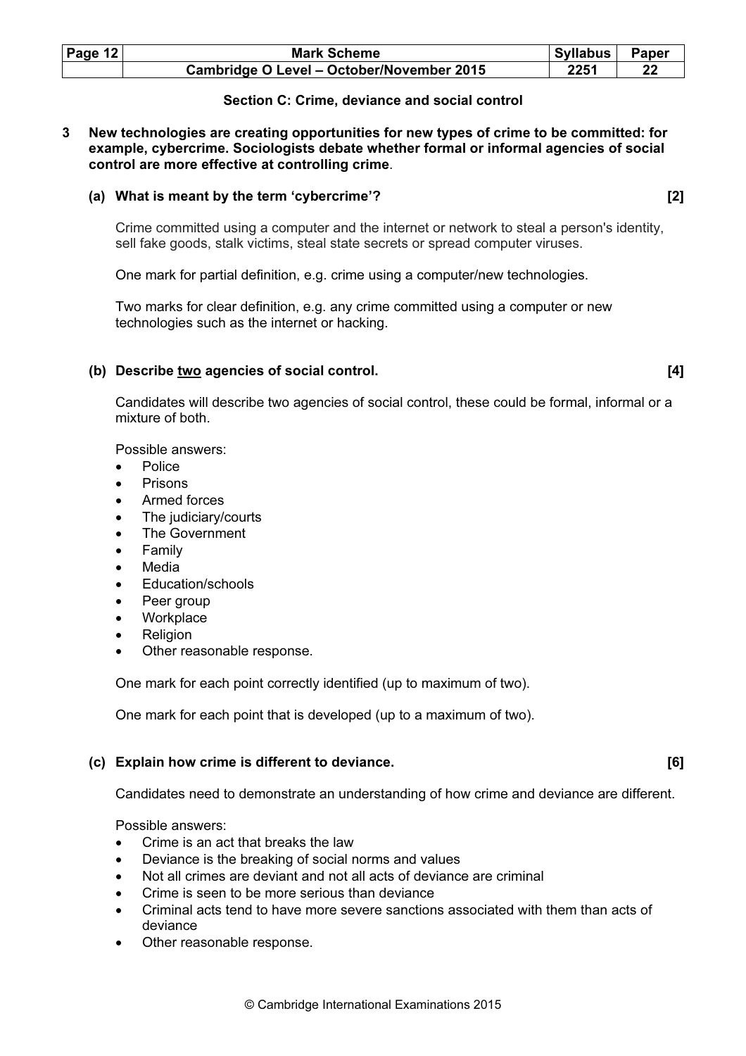## Section C: Crime, deviance and social control

**3 New technologies are creating opportunities for new types of crime to be committed: for example, cybercrime. Sociologists debate whether formal or informal agencies of social control are more effective at controlling crime**.

**(a) What is meant by the term 'cybercrime'? [2]**

Crime committed using a computer and the internet or network to steal a person's identity, sell fake goods, stalk victims, steal state secrets or spread computer viruses.

One mark for partial definition, e.g. crime using a computer/new technologies.

Two marks for clear definition, e.g. any crime committed using a computer or new technologies such as the internet or hacking.

**(b) Describe two agencies of social control. [4]**

Candidates will describe two agencies of social control, these could be formal, informal or a mixture of both.

Possible answers:

- Police
- Prisons
- Armed forces
- The judiciary/courts
- The Government
- Family
- Media
- Education/schools
- Peer group
- Workplace
- Religion
- Other reasonable response.

One mark for each point correctly identified (up to maximum of two).

One mark for each point that is developed (up to a maximum of two).

**(c) Explain how crime is different to deviance. [6]**

Candidates need to demonstrate an understanding of how crime and deviance are different.

Possible answers:

- Crime is an act that breaks the law
- Deviance is the breaking of social norms and values
- Not all crimes are deviant and not all acts of deviance are criminal
- Crime is seen to be more serious than deviance
- Criminal acts tend to have more severe sanctions associated with them than acts of deviance
- Other reasonable response.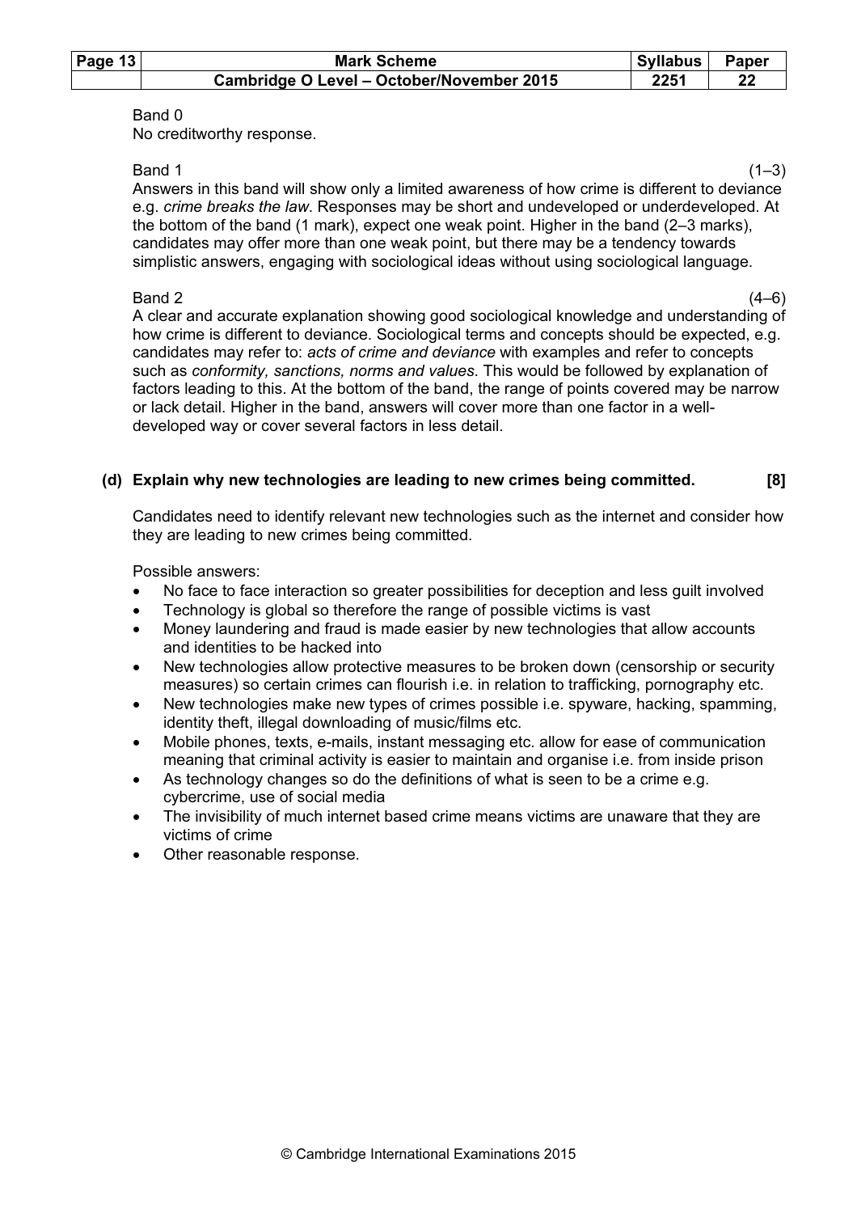Band 0
No creditworthy response.

Band 1 (1–3)
Answers in this band will show only a limited awareness of how crime is different to deviance e.g. *crime breaks the law*. Responses may be short and undeveloped or underdeveloped. At the bottom of the band (1 mark), expect one weak point. Higher in the band (2–3 marks), candidates may offer more than one weak point, but there may be a tendency towards simplistic answers, engaging with sociological ideas without using sociological language.

Band 2 (4–6)
A clear and accurate explanation showing good sociological knowledge and understanding of how crime is different to deviance. Sociological terms and concepts should be expected, e.g. candidates may refer to: *acts of crime and deviance* with examples and refer to concepts such as *conformity, sanctions, norms and values*. This would be followed by explanation of factors leading to this. At the bottom of the band, the range of points covered may be narrow or lack detail. Higher in the band, answers will cover more than one factor in a well-developed way or cover several factors in less detail.

**(d) Explain why new technologies are leading to new crimes being committed. [8]**

Candidates need to identify relevant new technologies such as the internet and consider how they are leading to new crimes being committed.

Possible answers:

- No face to face interaction so greater possibilities for deception and less guilt involved
- Technology is global so therefore the range of possible victims is vast
- Money laundering and fraud is made easier by new technologies that allow accounts and identities to be hacked into
- New technologies allow protective measures to be broken down (censorship or security measures) so certain crimes can flourish i.e. in relation to trafficking, pornography etc.
- New technologies make new types of crimes possible i.e. spyware, hacking, spamming, identity theft, illegal downloading of music/films etc.
- Mobile phones, texts, e-mails, instant messaging etc. allow for ease of communication meaning that criminal activity is easier to maintain and organise i.e. from inside prison
- As technology changes so do the definitions of what is seen to be a crime e.g. cybercrime, use of social media
- The invisibility of much internet based crime means victims are unaware that they are victims of crime
- Other reasonable response.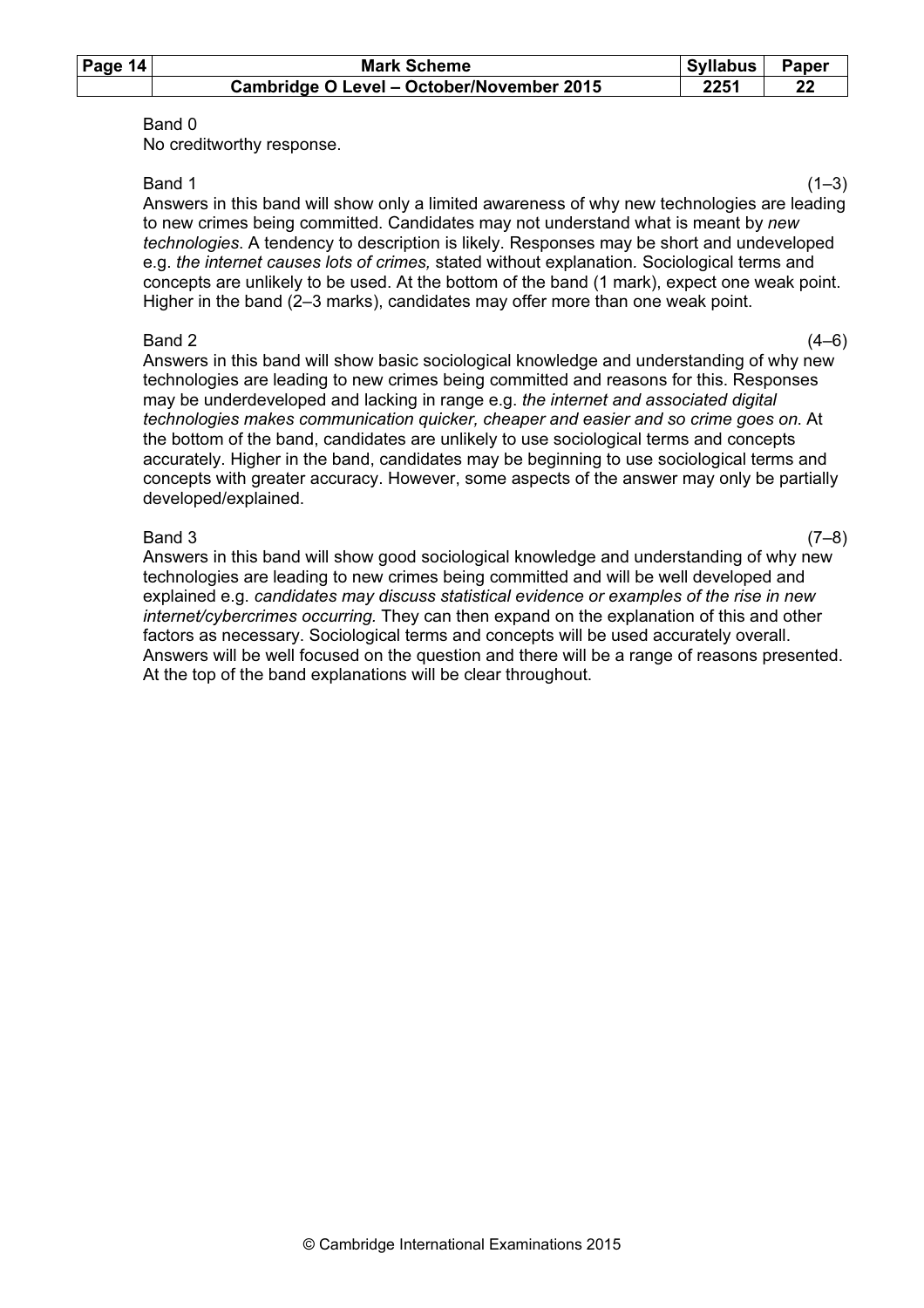Band 0
No creditworthy response.

Band 1 (1–3)
Answers in this band will show only a limited awareness of why new technologies are leading to new crimes being committed. Candidates may not understand what is meant by *new technologies*. A tendency to description is likely. Responses may be short and undeveloped e.g. *the internet causes lots of crimes,* stated without explanation. Sociological terms and concepts are unlikely to be used. At the bottom of the band (1 mark), expect one weak point. Higher in the band (2–3 marks), candidates may offer more than one weak point.

Band 2 (4–6)
Answers in this band will show basic sociological knowledge and understanding of why new technologies are leading to new crimes being committed and reasons for this. Responses may be underdeveloped and lacking in range e.g. *the internet and associated digital technologies makes communication quicker, cheaper and easier and so crime goes on.* At the bottom of the band, candidates are unlikely to use sociological terms and concepts accurately. Higher in the band, candidates may be beginning to use sociological terms and concepts with greater accuracy. However, some aspects of the answer may only be partially developed/explained.

Band 3 (7–8)
Answers in this band will show good sociological knowledge and understanding of why new technologies are leading to new crimes being committed and will be well developed and explained e.g. *candidates may discuss statistical evidence or examples of the rise in new internet/cybercrimes occurring.* They can then expand on the explanation of this and other factors as necessary. Sociological terms and concepts will be used accurately overall. Answers will be well focused on the question and there will be a range of reasons presented. At the top of the band explanations will be clear throughout.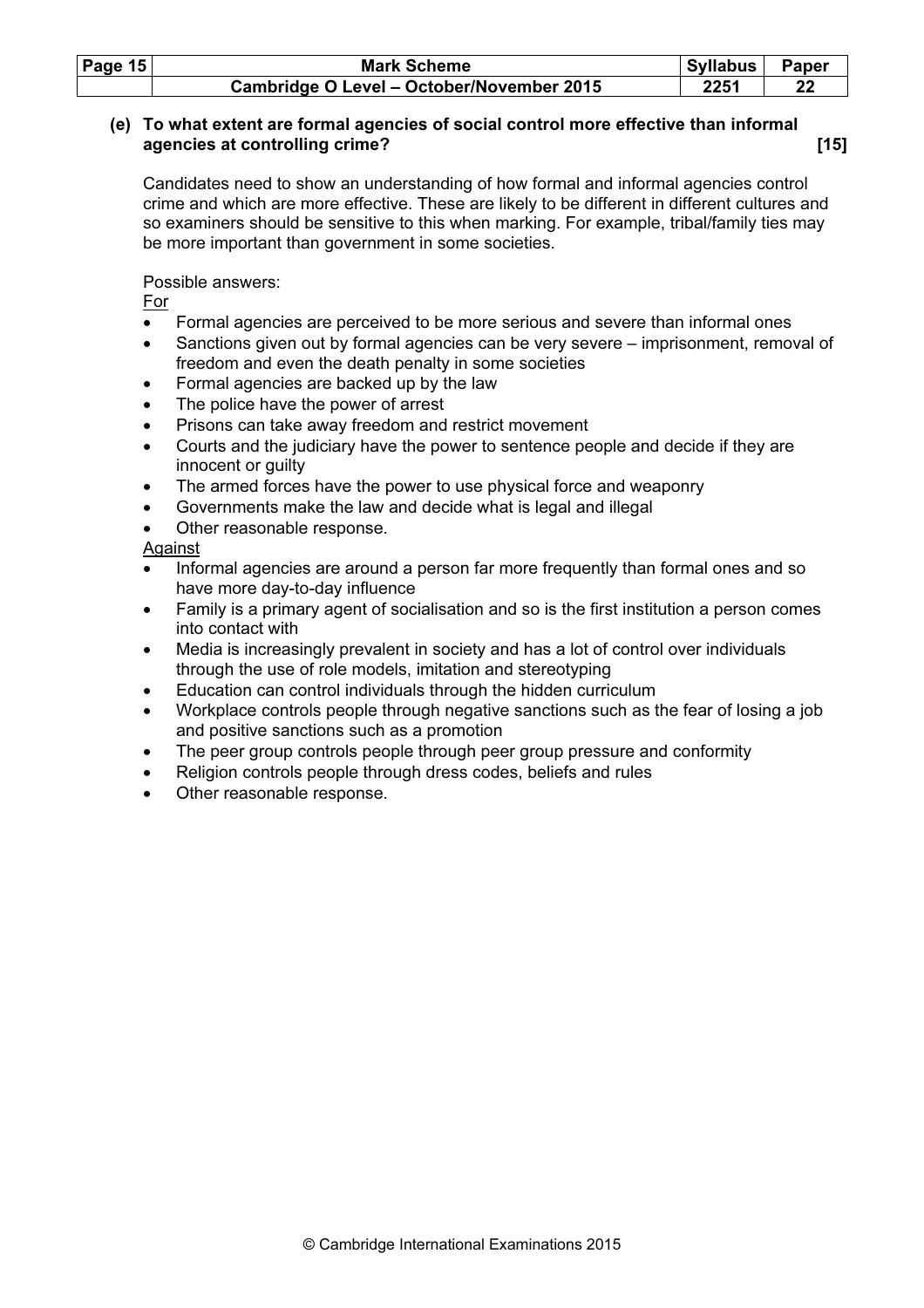**(e) To what extent are formal agencies of social control more effective than informal agencies at controlling crime? [15]**

Candidates need to show an understanding of how formal and informal agencies control crime and which are more effective. These are likely to be different in different cultures and so examiners should be sensitive to this when marking. For example, tribal/family ties may be more important than government in some societies.

Possible answers:

<u>For</u>

- Formal agencies are perceived to be more serious and severe than informal ones
- Sanctions given out by formal agencies can be very severe – imprisonment, removal of freedom and even the death penalty in some societies
- Formal agencies are backed up by the law
- The police have the power of arrest
- Prisons can take away freedom and restrict movement
- Courts and the judiciary have the power to sentence people and decide if they are innocent or guilty
- The armed forces have the power to use physical force and weaponry
- Governments make the law and decide what is legal and illegal
- Other reasonable response.

<u>Against</u>

- Informal agencies are around a person far more frequently than formal ones and so have more day-to-day influence
- Family is a primary agent of socialisation and so is the first institution a person comes into contact with
- Media is increasingly prevalent in society and has a lot of control over individuals through the use of role models, imitation and stereotyping
- Education can control individuals through the hidden curriculum
- Workplace controls people through negative sanctions such as the fear of losing a job and positive sanctions such as a promotion
- The peer group controls people through peer group pressure and conformity
- Religion controls people through dress codes, beliefs and rules
- Other reasonable response.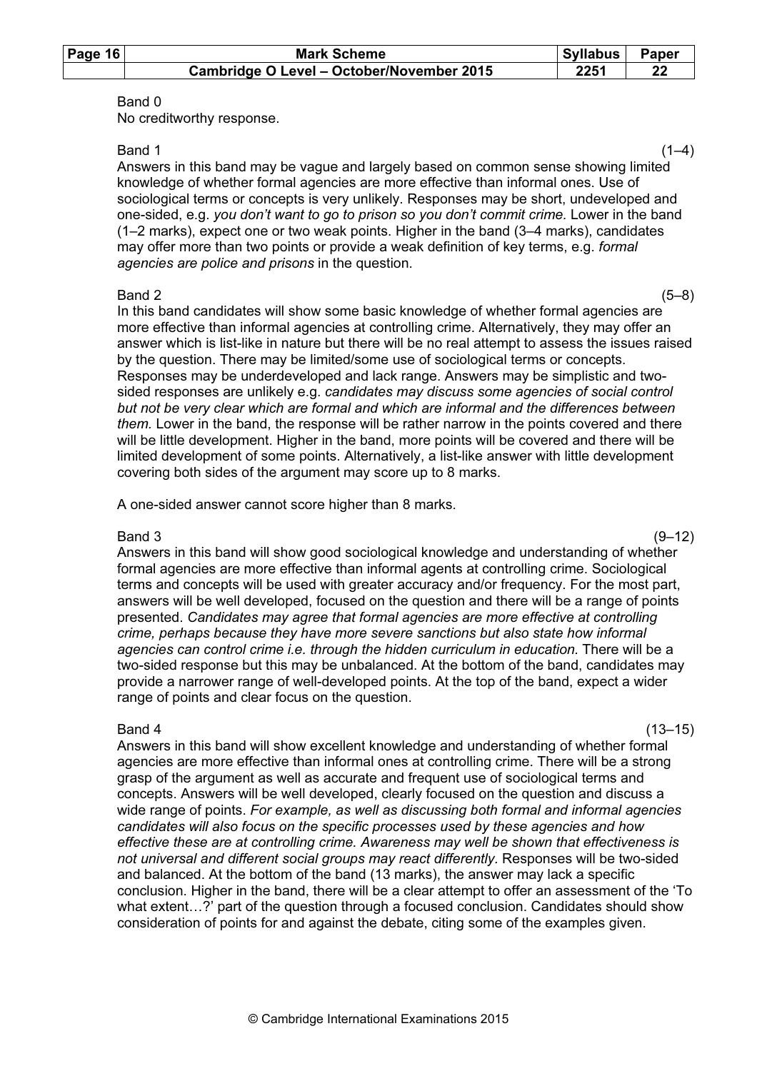Band 0
No creditworthy response.

Band 1 (1–4)
Answers in this band may be vague and largely based on common sense showing limited knowledge of whether formal agencies are more effective than informal ones. Use of sociological terms or concepts is very unlikely. Responses may be short, undeveloped and one-sided, e.g. *you don't want to go to prison so you don't commit crime.* Lower in the band (1–2 marks), expect one or two weak points. Higher in the band (3–4 marks), candidates may offer more than two points or provide a weak definition of key terms, e.g. *formal agencies are police and prisons* in the question.

Band 2 (5–8)
In this band candidates will show some basic knowledge of whether formal agencies are more effective than informal agencies at controlling crime. Alternatively, they may offer an answer which is list-like in nature but there will be no real attempt to assess the issues raised by the question. There may be limited/some use of sociological terms or concepts. Responses may be underdeveloped and lack range. Answers may be simplistic and two-sided responses are unlikely e.g. *candidates may discuss some agencies of social control but not be very clear which are formal and which are informal and the differences between them.* Lower in the band, the response will be rather narrow in the points covered and there will be little development. Higher in the band, more points will be covered and there will be limited development of some points. Alternatively, a list-like answer with little development covering both sides of the argument may score up to 8 marks.

A one-sided answer cannot score higher than 8 marks.

Band 3 (9–12)
Answers in this band will show good sociological knowledge and understanding of whether formal agencies are more effective than informal agents at controlling crime. Sociological terms and concepts will be used with greater accuracy and/or frequency. For the most part, answers will be well developed, focused on the question and there will be a range of points presented. *Candidates may agree that formal agencies are more effective at controlling crime, perhaps because they have more severe sanctions but also state how informal agencies can control crime i.e. through the hidden curriculum in education.* There will be a two-sided response but this may be unbalanced. At the bottom of the band, candidates may provide a narrower range of well-developed points. At the top of the band, expect a wider range of points and clear focus on the question.

Band 4 (13–15)
Answers in this band will show excellent knowledge and understanding of whether formal agencies are more effective than informal ones at controlling crime. There will be a strong grasp of the argument as well as accurate and frequent use of sociological terms and concepts. Answers will be well developed, clearly focused on the question and discuss a wide range of points. *For example, as well as discussing both formal and informal agencies candidates will also focus on the specific processes used by these agencies and how effective these are at controlling crime. Awareness may well be shown that effectiveness is not universal and different social groups may react differently.* Responses will be two-sided and balanced. At the bottom of the band (13 marks), the answer may lack a specific conclusion. Higher in the band, there will be a clear attempt to offer an assessment of the 'To what extent…?' part of the question through a focused conclusion. Candidates should show consideration of points for and against the debate, citing some of the examples given.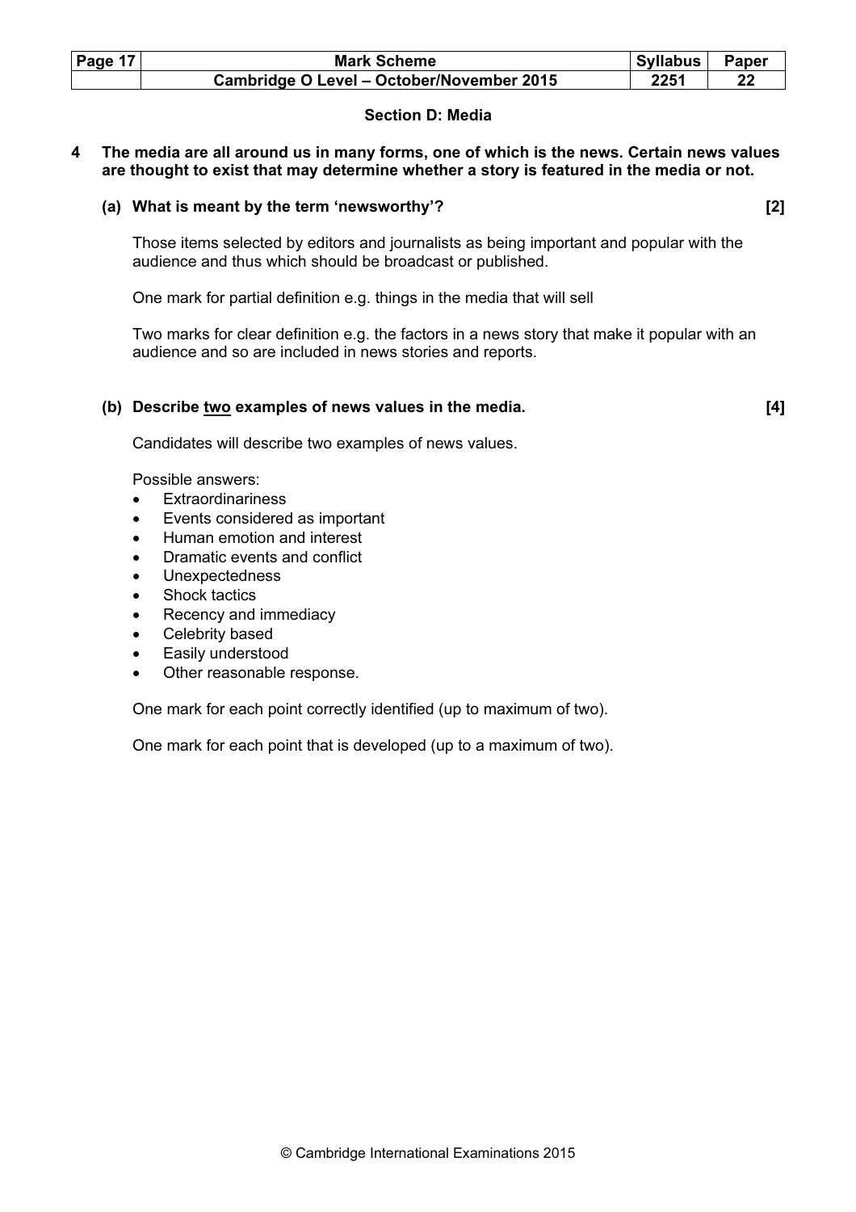## Section D: Media

**4 The media are all around us in many forms, one of which is the news. Certain news values are thought to exist that may determine whether a story is featured in the media or not.**

**(a) What is meant by the term 'newsworthy'? [2]**

Those items selected by editors and journalists as being important and popular with the audience and thus which should be broadcast or published.

One mark for partial definition e.g. things in the media that will sell

Two marks for clear definition e.g. the factors in a news story that make it popular with an audience and so are included in news stories and reports.

**(b) Describe <u>two</u> examples of news values in the media. [4]**

Candidates will describe two examples of news values.

Possible answers:

- Extraordinariness
- Events considered as important
- Human emotion and interest
- Dramatic events and conflict
- Unexpectedness
- Shock tactics
- Recency and immediacy
- Celebrity based
- Easily understood
- Other reasonable response.

One mark for each point correctly identified (up to maximum of two).

One mark for each point that is developed (up to a maximum of two).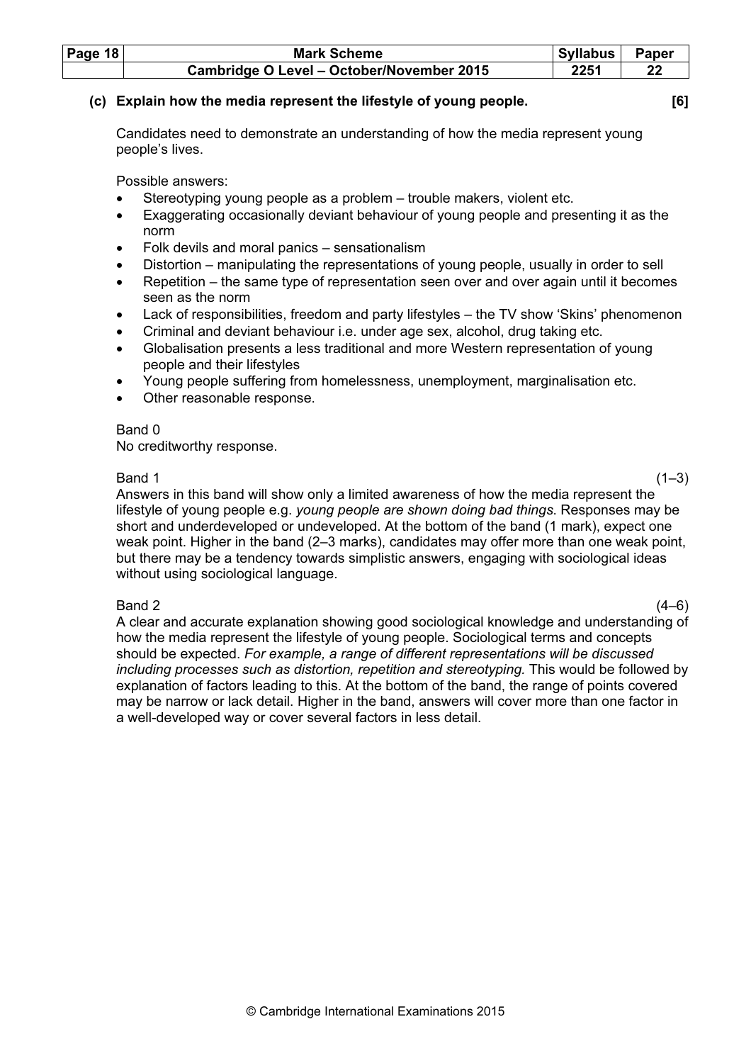**(c) Explain how the media represent the lifestyle of young people. [6]**

Candidates need to demonstrate an understanding of how the media represent young people's lives.

Possible answers:

- Stereotyping young people as a problem – trouble makers, violent etc.
- Exaggerating occasionally deviant behaviour of young people and presenting it as the norm
- Folk devils and moral panics – sensationalism
- Distortion – manipulating the representations of young people, usually in order to sell
- Repetition – the same type of representation seen over and over again until it becomes seen as the norm
- Lack of responsibilities, freedom and party lifestyles – the TV show 'Skins' phenomenon
- Criminal and deviant behaviour i.e. under age sex, alcohol, drug taking etc.
- Globalisation presents a less traditional and more Western representation of young people and their lifestyles
- Young people suffering from homelessness, unemployment, marginalisation etc.
- Other reasonable response.

Band 0
No creditworthy response.

Band 1 (1–3)
Answers in this band will show only a limited awareness of how the media represent the lifestyle of young people e.g. *young people are shown doing bad things.* Responses may be short and underdeveloped or undeveloped. At the bottom of the band (1 mark), expect one weak point. Higher in the band (2–3 marks), candidates may offer more than one weak point, but there may be a tendency towards simplistic answers, engaging with sociological ideas without using sociological language.

Band 2 (4–6)
A clear and accurate explanation showing good sociological knowledge and understanding of how the media represent the lifestyle of young people. Sociological terms and concepts should be expected. *For example, a range of different representations will be discussed including processes such as distortion, repetition and stereotyping.* This would be followed by explanation of factors leading to this. At the bottom of the band, the range of points covered may be narrow or lack detail. Higher in the band, answers will cover more than one factor in a well-developed way or cover several factors in less detail.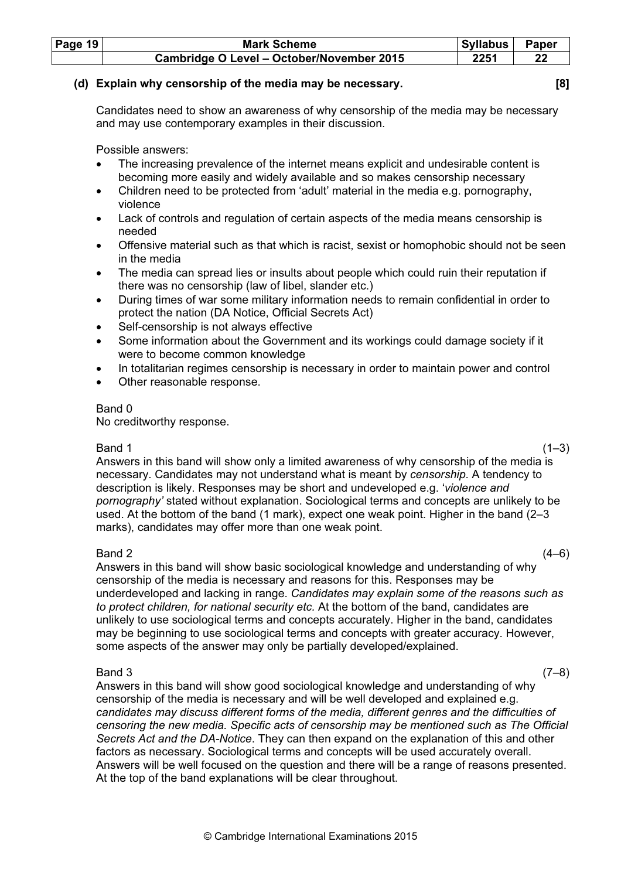**(d) Explain why censorship of the media may be necessary.** **[8]**

Candidates need to show an awareness of why censorship of the media may be necessary and may use contemporary examples in their discussion.

Possible answers:

- The increasing prevalence of the internet means explicit and undesirable content is becoming more easily and widely available and so makes censorship necessary
- Children need to be protected from 'adult' material in the media e.g. pornography, violence
- Lack of controls and regulation of certain aspects of the media means censorship is needed
- Offensive material such as that which is racist, sexist or homophobic should not be seen in the media
- The media can spread lies or insults about people which could ruin their reputation if there was no censorship (law of libel, slander etc.)
- During times of war some military information needs to remain confidential in order to protect the nation (DA Notice, Official Secrets Act)
- Self-censorship is not always effective
- Some information about the Government and its workings could damage society if it were to become common knowledge
- In totalitarian regimes censorship is necessary in order to maintain power and control
- Other reasonable response.

Band 0
No creditworthy response.

Band 1 (1–3)
Answers in this band will show only a limited awareness of why censorship of the media is necessary. Candidates may not understand what is meant by *censorship*. A tendency to description is likely. Responses may be short and undeveloped e.g. '*violence and pornography'* stated without explanation. Sociological terms and concepts are unlikely to be used. At the bottom of the band (1 mark), expect one weak point. Higher in the band (2–3 marks), candidates may offer more than one weak point.

Band 2 (4–6)
Answers in this band will show basic sociological knowledge and understanding of why censorship of the media is necessary and reasons for this. Responses may be underdeveloped and lacking in range. *Candidates may explain some of the reasons such as to protect children, for national security etc.* At the bottom of the band, candidates are unlikely to use sociological terms and concepts accurately. Higher in the band, candidates may be beginning to use sociological terms and concepts with greater accuracy. However, some aspects of the answer may only be partially developed/explained.

Band 3 (7–8)
Answers in this band will show good sociological knowledge and understanding of why censorship of the media is necessary and will be well developed and explained e.g. *candidates may discuss different forms of the media, different genres and the difficulties of censoring the new media. Specific acts of censorship may be mentioned such as The Official Secrets Act and the DA-Notice*. They can then expand on the explanation of this and other factors as necessary. Sociological terms and concepts will be used accurately overall. Answers will be well focused on the question and there will be a range of reasons presented. At the top of the band explanations will be clear throughout.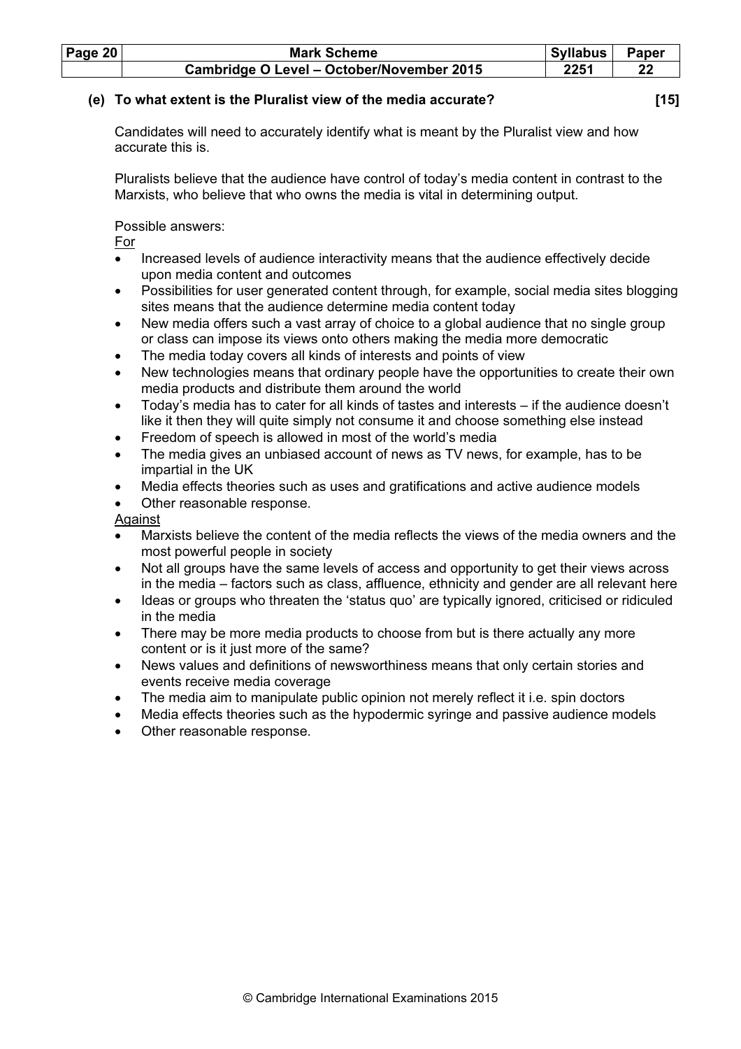**(e) To what extent is the Pluralist view of the media accurate? [15]**

Candidates will need to accurately identify what is meant by the Pluralist view and how accurate this is.

Pluralists believe that the audience have control of today's media content in contrast to the Marxists, who believe that who owns the media is vital in determining output.

Possible answers:

For

- Increased levels of audience interactivity means that the audience effectively decide upon media content and outcomes
- Possibilities for user generated content through, for example, social media sites blogging sites means that the audience determine media content today
- New media offers such a vast array of choice to a global audience that no single group or class can impose its views onto others making the media more democratic
- The media today covers all kinds of interests and points of view
- New technologies means that ordinary people have the opportunities to create their own media products and distribute them around the world
- Today's media has to cater for all kinds of tastes and interests – if the audience doesn't like it then they will quite simply not consume it and choose something else instead
- Freedom of speech is allowed in most of the world's media
- The media gives an unbiased account of news as TV news, for example, has to be impartial in the UK
- Media effects theories such as uses and gratifications and active audience models
- Other reasonable response.

Against

- Marxists believe the content of the media reflects the views of the media owners and the most powerful people in society
- Not all groups have the same levels of access and opportunity to get their views across in the media – factors such as class, affluence, ethnicity and gender are all relevant here
- Ideas or groups who threaten the 'status quo' are typically ignored, criticised or ridiculed in the media
- There may be more media products to choose from but is there actually any more content or is it just more of the same?
- News values and definitions of newsworthiness means that only certain stories and events receive media coverage
- The media aim to manipulate public opinion not merely reflect it i.e. spin doctors
- Media effects theories such as the hypodermic syringe and passive audience models
- Other reasonable response.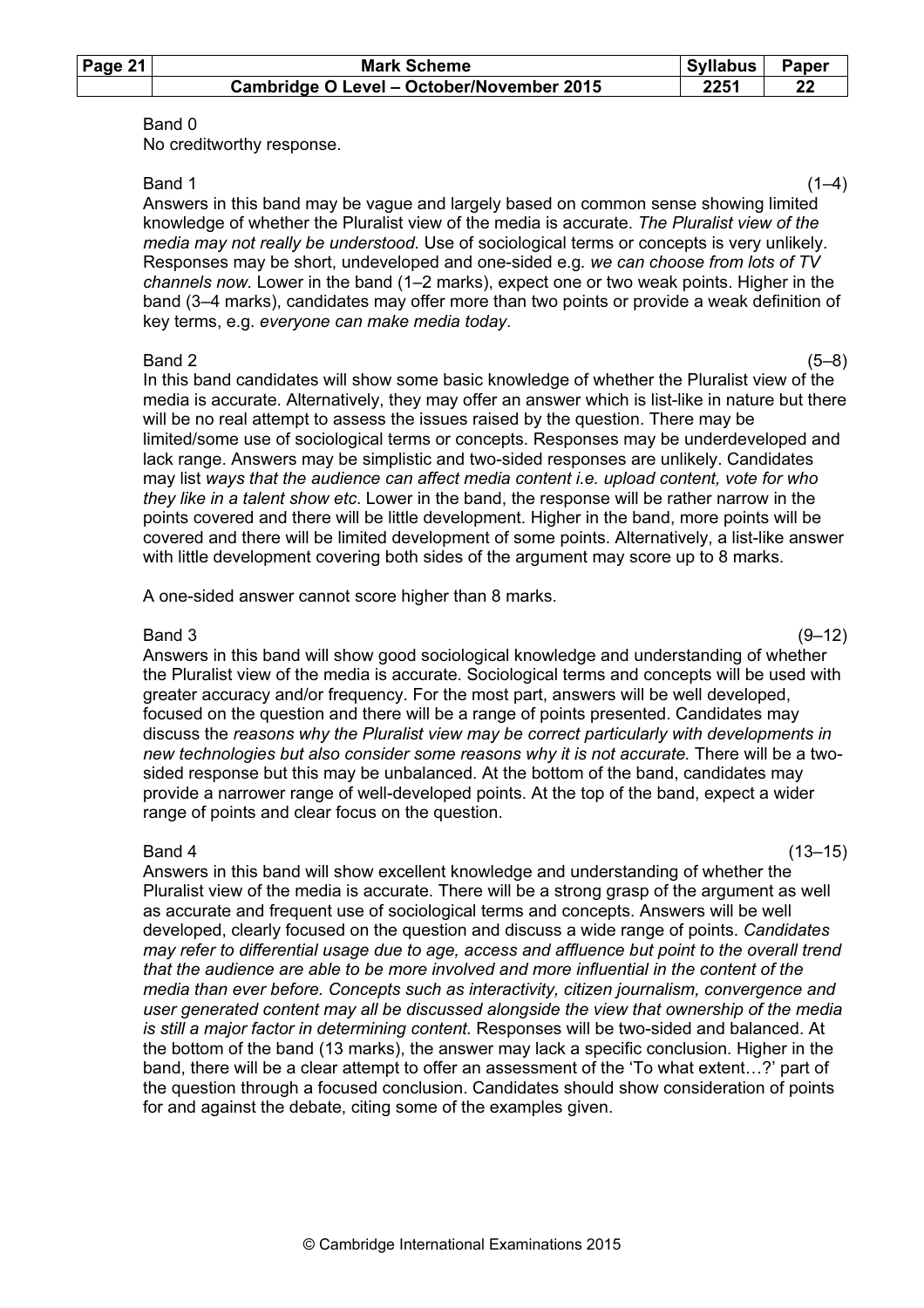Band 0
No creditworthy response.

Band 1 (1–4)
Answers in this band may be vague and largely based on common sense showing limited knowledge of whether the Pluralist view of the media is accurate. *The Pluralist view of the media may not really be understood.* Use of sociological terms or concepts is very unlikely. Responses may be short, undeveloped and one-sided e.g. *we can choose from lots of TV channels now.* Lower in the band (1–2 marks), expect one or two weak points. Higher in the band (3–4 marks), candidates may offer more than two points or provide a weak definition of key terms, e.g. *everyone can make media today*.

Band 2 (5–8)
In this band candidates will show some basic knowledge of whether the Pluralist view of the media is accurate. Alternatively, they may offer an answer which is list-like in nature but there will be no real attempt to assess the issues raised by the question. There may be limited/some use of sociological terms or concepts. Responses may be underdeveloped and lack range. Answers may be simplistic and two-sided responses are unlikely. Candidates may list *ways that the audience can affect media content i.e. upload content, vote for who they like in a talent show etc*. Lower in the band, the response will be rather narrow in the points covered and there will be little development. Higher in the band, more points will be covered and there will be limited development of some points. Alternatively, a list-like answer with little development covering both sides of the argument may score up to 8 marks.

A one-sided answer cannot score higher than 8 marks.

Band 3 (9–12)
Answers in this band will show good sociological knowledge and understanding of whether the Pluralist view of the media is accurate. Sociological terms and concepts will be used with greater accuracy and/or frequency. For the most part, answers will be well developed, focused on the question and there will be a range of points presented. Candidates may discuss the *reasons why the Pluralist view may be correct particularly with developments in new technologies but also consider some reasons why it is not accurate.* There will be a two-sided response but this may be unbalanced. At the bottom of the band, candidates may provide a narrower range of well-developed points. At the top of the band, expect a wider range of points and clear focus on the question.

Band 4 (13–15)
Answers in this band will show excellent knowledge and understanding of whether the Pluralist view of the media is accurate. There will be a strong grasp of the argument as well as accurate and frequent use of sociological terms and concepts. Answers will be well developed, clearly focused on the question and discuss a wide range of points. *Candidates may refer to differential usage due to age, access and affluence but point to the overall trend that the audience are able to be more involved and more influential in the content of the media than ever before. Concepts such as interactivity, citizen journalism, convergence and user generated content may all be discussed alongside the view that ownership of the media is still a major factor in determining content.* Responses will be two-sided and balanced. At the bottom of the band (13 marks), the answer may lack a specific conclusion. Higher in the band, there will be a clear attempt to offer an assessment of the 'To what extent…?' part of the question through a focused conclusion. Candidates should show consideration of points for and against the debate, citing some of the examples given.